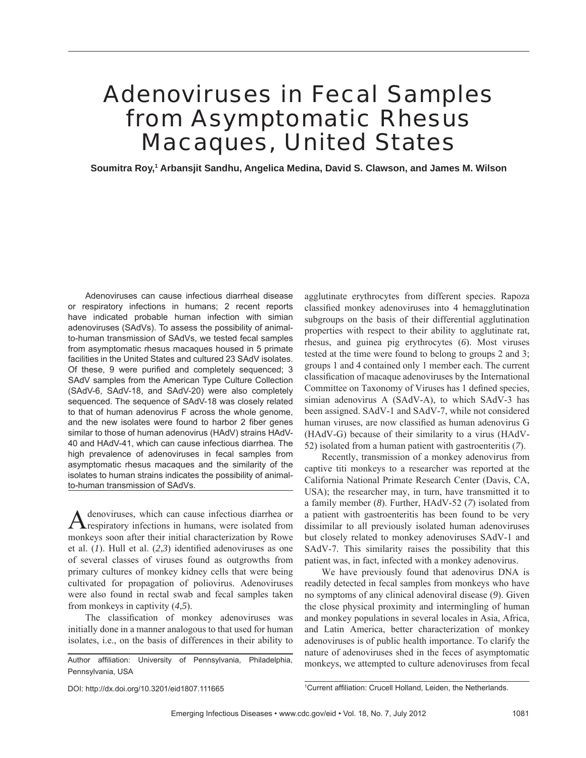# Adenoviruses in Fecal Samples from Asymptomatic Rhesus Macaques, United States

**Soumitra Roy,[1] Arbansjit Sandhu, Angelica Medina, David S. Clawson, and James M. Wilson**

Adenoviruses can cause infectious diarrheal disease or respiratory infections in humans; 2 recent reports have indicated probable human infection with simian adenoviruses (SAdVs). To assess the possibility of animal-to-human transmission of SAdVs, we tested fecal samples from asymptomatic rhesus macaques housed in 5 primate facilities in the United States and cultured 23 SAdV isolates. Of these, 9 were purified and completely sequenced; 3 SAdV samples from the American Type Culture Collection (SAdV-6, SAdV-18, and SAdV-20) were also completely sequenced. The sequence of SAdV-18 was closely related to that of human adenovirus F across the whole genome, and the new isolates were found to harbor 2 fiber genes similar to those of human adenovirus (HAdV) strains HAdV-40 and HAdV-41, which can cause infectious diarrhea. The high prevalence of adenoviruses in fecal samples from asymptomatic rhesus macaques and the similarity of the isolates to human strains indicates the possibility of animal-to-human transmission of SAdVs.

Adenoviruses, which can cause infectious diarrhea or respiratory infections in humans, were isolated from monkeys soon after their initial characterization by Rowe et al. (*1*). Hull et al. (*2*,*3*) identified adenoviruses as one of several classes of viruses found as outgrowths from primary cultures of monkey kidney cells that were being cultivated for propagation of poliovirus. Adenoviruses were also found in rectal swab and fecal samples taken from monkeys in captivity (*4*,*5*).

The classification of monkey adenoviruses was initially done in a manner analogous to that used for human isolates, i.e., on the basis of differences in their ability to agglutinate erythrocytes from different species. Rapoza classified monkey adenoviruses into 4 hemagglutination subgroups on the basis of their differential agglutination properties with respect to their ability to agglutinate rat, rhesus, and guinea pig erythrocytes (*6*). Most viruses tested at the time were found to belong to groups 2 and 3; groups 1 and 4 contained only 1 member each. The current classification of macaque adenoviruses by the International Committee on Taxonomy of Viruses has 1 defined species, simian adenovirus A (SAdV-A), to which SAdV-3 has been assigned. SAdV-1 and SAdV-7, while not considered human viruses, are now classified as human adenovirus G (HAdV-G) because of their similarity to a virus (HAdV-52) isolated from a human patient with gastroenteritis (*7*).

Recently, transmission of a monkey adenovirus from captive titi monkeys to a researcher was reported at the California National Primate Research Center (Davis, CA, USA); the researcher may, in turn, have transmitted it to a family member (*8*). Further, HAdV-52 (*7*) isolated from a patient with gastroenteritis has been found to be very dissimilar to all previously isolated human adenoviruses but closely related to monkey adenoviruses SAdV-1 and SAdV-7. This similarity raises the possibility that this patient was, in fact, infected with a monkey adenovirus.

We have previously found that adenovirus DNA is readily detected in fecal samples from monkeys who have no symptoms of any clinical adenoviral disease (*9*). Given the close physical proximity and intermingling of human and monkey populations in several locales in Asia, Africa, and Latin America, better characterization of monkey adenoviruses is of public health importance. To clarify the nature of adenoviruses shed in the feces of asymptomatic monkeys, we attempted to culture adenoviruses from fecal

Author affiliation: University of Pennsylvania, Philadelphia, Pennsylvania, USA

DOI: http://dx.doi.org/10.3201/eid1807.111665

[1]Current affiliation: Crucell Holland, Leiden, the Netherlands.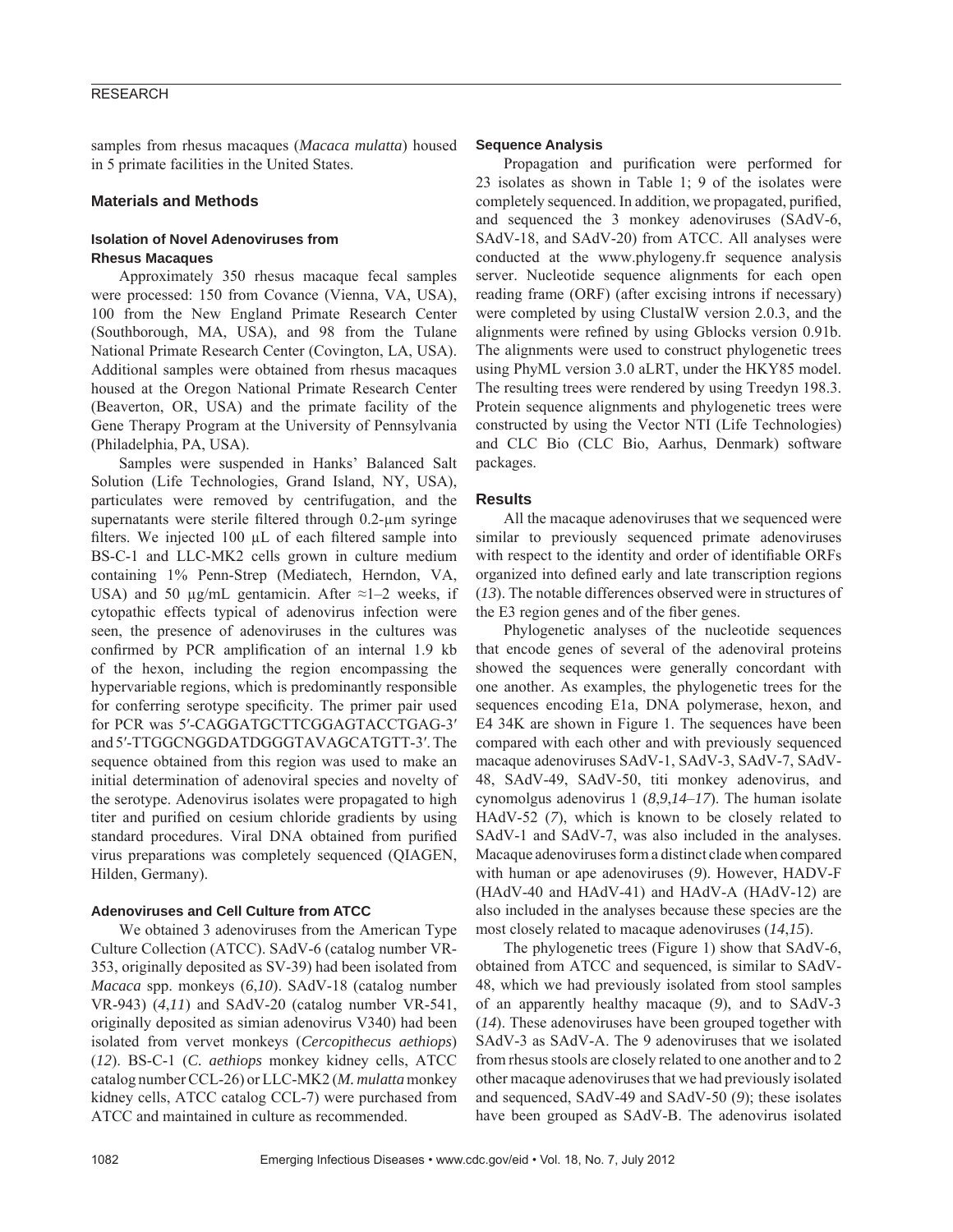samples from rhesus macaques (*Macaca mulatta*) housed in 5 primate facilities in the United States.

## Materials and Methods

### Isolation of Novel Adenoviruses from Rhesus Macaques

Approximately 350 rhesus macaque fecal samples were processed: 150 from Covance (Vienna, VA, USA), 100 from the New England Primate Research Center (Southborough, MA, USA), and 98 from the Tulane National Primate Research Center (Covington, LA, USA). Additional samples were obtained from rhesus macaques housed at the Oregon National Primate Research Center (Beaverton, OR, USA) and the primate facility of the Gene Therapy Program at the University of Pennsylvania (Philadelphia, PA, USA).

Samples were suspended in Hanks' Balanced Salt Solution (Life Technologies, Grand Island, NY, USA), particulates were removed by centrifugation, and the supernatants were sterile filtered through 0.2-µm syringe filters. We injected 100 µL of each filtered sample into BS-C-1 and LLC-MK2 cells grown in culture medium containing 1% Penn-Strep (Mediatech, Herndon, VA, USA) and 50 µg/mL gentamicin. After ≈1–2 weeks, if cytopathic effects typical of adenovirus infection were seen, the presence of adenoviruses in the cultures was confirmed by PCR amplification of an internal 1.9 kb of the hexon, including the region encompassing the hypervariable regions, which is predominantly responsible for conferring serotype specificity. The primer pair used for PCR was 5′-CAGGATGCTTCGGAGTACCTGAG-3′ and 5′-TTGGCNGGDATDGGGTAVAGCATGTT-3′. The sequence obtained from this region was used to make an initial determination of adenoviral species and novelty of the serotype. Adenovirus isolates were propagated to high titer and purified on cesium chloride gradients by using standard procedures. Viral DNA obtained from purified virus preparations was completely sequenced (QIAGEN, Hilden, Germany).

### Adenoviruses and Cell Culture from ATCC

We obtained 3 adenoviruses from the American Type Culture Collection (ATCC). SAdV-6 (catalog number VR-353, originally deposited as SV-39) had been isolated from *Macaca* spp. monkeys (*6*,*10*). SAdV-18 (catalog number VR-943) (*4*,*11*) and SAdV-20 (catalog number VR-541, originally deposited as simian adenovirus V340) had been isolated from vervet monkeys (*Cercopithecus aethiops*) (*12*). BS-C-1 (*C. aethiops* monkey kidney cells, ATCC catalog number CCL-26) or LLC-MK2 (*M. mulatta* monkey kidney cells, ATCC catalog CCL-7) were purchased from ATCC and maintained in culture as recommended.

### Sequence Analysis

Propagation and purification were performed for 23 isolates as shown in Table 1; 9 of the isolates were completely sequenced. In addition, we propagated, purified, and sequenced the 3 monkey adenoviruses (SAdV-6, SAdV-18, and SAdV-20) from ATCC. All analyses were conducted at the www.phylogeny.fr sequence analysis server. Nucleotide sequence alignments for each open reading frame (ORF) (after excising introns if necessary) were completed by using ClustalW version 2.0.3, and the alignments were refined by using Gblocks version 0.91b. The alignments were used to construct phylogenetic trees using PhyML version 3.0 aLRT, under the HKY85 model. The resulting trees were rendered by using Treedyn 198.3. Protein sequence alignments and phylogenetic trees were constructed by using the Vector NTI (Life Technologies) and CLC Bio (CLC Bio, Aarhus, Denmark) software packages.

## Results

All the macaque adenoviruses that we sequenced were similar to previously sequenced primate adenoviruses with respect to the identity and order of identifiable ORFs organized into defined early and late transcription regions (*13*). The notable differences observed were in structures of the E3 region genes and of the fiber genes.

Phylogenetic analyses of the nucleotide sequences that encode genes of several of the adenoviral proteins showed the sequences were generally concordant with one another. As examples, the phylogenetic trees for the sequences encoding E1a, DNA polymerase, hexon, and E4 34K are shown in Figure 1. The sequences have been compared with each other and with previously sequenced macaque adenoviruses SAdV-1, SAdV-3, SAdV-7, SAdV-48, SAdV-49, SAdV-50, titi monkey adenovirus, and cynomolgus adenovirus 1 (*8*,*9*,*14*–*17*). The human isolate HAdV-52 (*7*), which is known to be closely related to SAdV-1 and SAdV-7, was also included in the analyses. Macaque adenoviruses form a distinct clade when compared with human or ape adenoviruses (*9*). However, HADV-F (HAdV-40 and HAdV-41) and HAdV-A (HAdV-12) are also included in the analyses because these species are the most closely related to macaque adenoviruses (*14*,*15*).

The phylogenetic trees (Figure 1) show that SAdV-6, obtained from ATCC and sequenced, is similar to SAdV-48, which we had previously isolated from stool samples of an apparently healthy macaque (*9*), and to SAdV-3 (*14*). These adenoviruses have been grouped together with SAdV-3 as SAdV-A. The 9 adenoviruses that we isolated from rhesus stools are closely related to one another and to 2 other macaque adenoviruses that we had previously isolated and sequenced, SAdV-49 and SAdV-50 (*9*); these isolates have been grouped as SAdV-B. The adenovirus isolated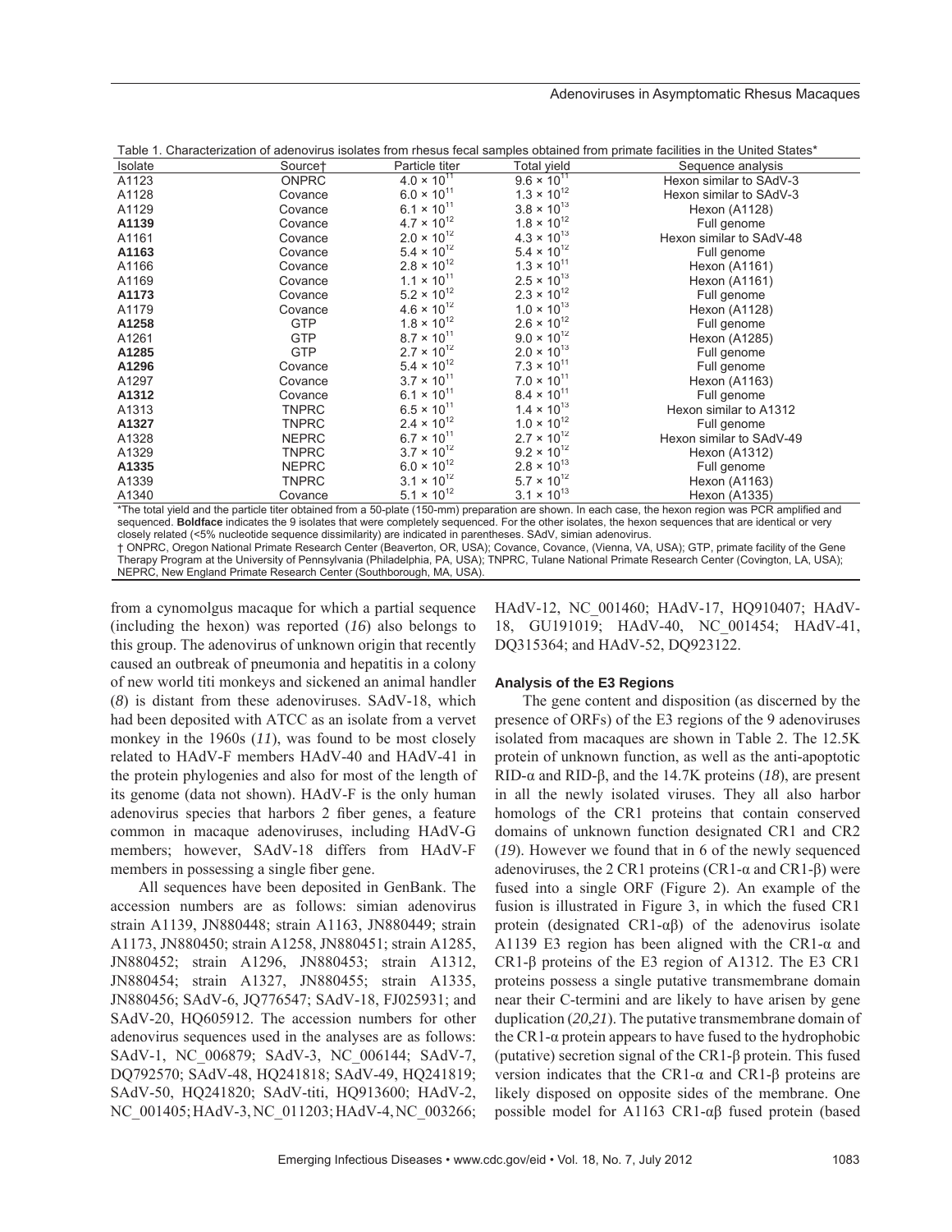Table 1. Characterization of adenovirus isolates from rhesus fecal samples obtained from primate facilities in the United States*

| Isolate | Source† | Particle titer | Total yield | Sequence analysis |
|---|---|---|---|---|
| A1123 | ONPRC | $4.0 \times 10^{11}$ | $9.6 \times 10^{11}$ | Hexon similar to SAdV-3 |
| A1128 | Covance | $6.0 \times 10^{11}$ | $1.3 \times 10^{12}$ | Hexon similar to SAdV-3 |
| A1129 | Covance | $6.1 \times 10^{11}$ | $3.8 \times 10^{13}$ | Hexon (A1128) |
| **A1139** | Covance | $4.7 \times 10^{12}$ | $1.8 \times 10^{12}$ | Full genome |
| A1161 | Covance | $2.0 \times 10^{12}$ | $4.3 \times 10^{13}$ | Hexon similar to SAdV-48 |
| **A1163** | Covance | $5.4 \times 10^{12}$ | $5.4 \times 10^{12}$ | Full genome |
| A1166 | Covance | $2.8 \times 10^{12}$ | $1.3 \times 10^{11}$ | Hexon (A1161) |
| A1169 | Covance | $1.1 \times 10^{11}$ | $2.5 \times 10^{13}$ | Hexon (A1161) |
| **A1173** | Covance | $5.2 \times 10^{12}$ | $2.3 \times 10^{12}$ | Full genome |
| A1179 | Covance | $4.6 \times 10^{12}$ | $1.0 \times 10^{13}$ | Hexon (A1128) |
| **A1258** | GTP | $1.8 \times 10^{12}$ | $2.6 \times 10^{12}$ | Full genome |
| A1261 | GTP | $8.7 \times 10^{11}$ | $9.0 \times 10^{12}$ | Hexon (A1285) |
| **A1285** | GTP | $2.7 \times 10^{12}$ | $2.0 \times 10^{13}$ | Full genome |
| **A1296** | Covance | $5.4 \times 10^{12}$ | $7.3 \times 10^{11}$ | Full genome |
| A1297 | Covance | $3.7 \times 10^{11}$ | $7.0 \times 10^{11}$ | Hexon (A1163) |
| **A1312** | Covance | $6.1 \times 10^{11}$ | $8.4 \times 10^{11}$ | Full genome |
| A1313 | TNPRC | $6.5 \times 10^{11}$ | $1.4 \times 10^{13}$ | Hexon similar to A1312 |
| **A1327** | TNPRC | $2.4 \times 10^{12}$ | $1.0 \times 10^{12}$ | Full genome |
| A1328 | NEPRC | $6.7 \times 10^{11}$ | $2.7 \times 10^{12}$ | Hexon similar to SAdV-49 |
| A1329 | TNPRC | $3.7 \times 10^{12}$ | $9.2 \times 10^{12}$ | Hexon (A1312) |
| **A1335** | NEPRC | $6.0 \times 10^{12}$ | $2.8 \times 10^{13}$ | Full genome |
| A1339 | TNPRC | $3.1 \times 10^{12}$ | $5.7 \times 10^{12}$ | Hexon (A1163) |
| A1340 | Covance | $5.1 \times 10^{12}$ | $3.1 \times 10^{13}$ | Hexon (A1335) |

*The total yield and the particle titer obtained from a 50-plate (150-mm) preparation are shown. In each case, the hexon region was PCR amplified and sequenced. **Boldface** indicates the 9 isolates that were completely sequenced. For the other isolates, the hexon sequences that are identical or very closely related (<5% nucleotide sequence dissimilarity) are indicated in parentheses. SAdV, simian adenovirus.
† ONPRC, Oregon National Primate Research Center (Beaverton, OR, USA); Covance, Covance, (Vienna, VA, USA); GTP, primate facility of the Gene Therapy Program at the University of Pennsylvania (Philadelphia, PA, USA); TNPRC, Tulane National Primate Research Center (Covington, LA, USA); NEPRC, New England Primate Research Center (Southborough, MA, USA).

from a cynomolgus macaque for which a partial sequence (including the hexon) was reported (*16*) also belongs to this group. The adenovirus of unknown origin that recently caused an outbreak of pneumonia and hepatitis in a colony of new world titi monkeys and sickened an animal handler (*8*) is distant from these adenoviruses. SAdV-18, which had been deposited with ATCC as an isolate from a vervet monkey in the 1960s (*11*), was found to be most closely related to HAdV-F members HAdV-40 and HAdV-41 in the protein phylogenies and also for most of the length of its genome (data not shown). HAdV-F is the only human adenovirus species that harbors 2 fiber genes, a feature common in macaque adenoviruses, including HAdV-G members; however, SAdV-18 differs from HAdV-F members in possessing a single fiber gene.

All sequences have been deposited in GenBank. The accession numbers are as follows: simian adenovirus strain A1139, JN880448; strain A1163, JN880449; strain A1173, JN880450; strain A1258, JN880451; strain A1285, JN880452; strain A1296, JN880453; strain A1312, JN880454; strain A1327, JN880455; strain A1335, JN880456; SAdV-6, JQ776547; SAdV-18, FJ025931; and SAdV-20, HQ605912. The accession numbers for other adenovirus sequences used in the analyses are as follows: SAdV-1, NC_006879; SAdV-3, NC_006144; SAdV-7, DQ792570; SAdV-48, HQ241818; SAdV-49, HQ241819; SAdV-50, HQ241820; SAdV-titi, HQ913600; HAdV-2, NC_001405; HAdV-3, NC_011203; HAdV-4, NC_003266; HAdV-12, NC_001460; HAdV-17, HQ910407; HAdV-18, GU191019; HAdV-40, NC_001454; HAdV-41, DQ315364; and HAdV-52, DQ923122.

### Analysis of the E3 Regions

The gene content and disposition (as discerned by the presence of ORFs) of the E3 regions of the 9 adenoviruses isolated from macaques are shown in Table 2. The 12.5K protein of unknown function, as well as the anti-apoptotic RID-α and RID-β, and the 14.7K proteins (*18*), are present in all the newly isolated viruses. They all also harbor homologs of the CR1 proteins that contain conserved domains of unknown function designated CR1 and CR2 (*19*). However we found that in 6 of the newly sequenced adenoviruses, the 2 CR1 proteins (CR1-α and CR1-β) were fused into a single ORF (Figure 2). An example of the fusion is illustrated in Figure 3, in which the fused CR1 protein (designated CR1-αβ) of the adenovirus isolate A1139 E3 region has been aligned with the CR1-α and CR1-β proteins of the E3 region of A1312. The E3 CR1 proteins possess a single putative transmembrane domain near their C-termini and are likely to have arisen by gene duplication (*20*,*21*). The putative transmembrane domain of the CR1-α protein appears to have fused to the hydrophobic (putative) secretion signal of the CR1-β protein. This fused version indicates that the CR1-α and CR1-β proteins are likely disposed on opposite sides of the membrane. One possible model for A1163 CR1-αβ fused protein (based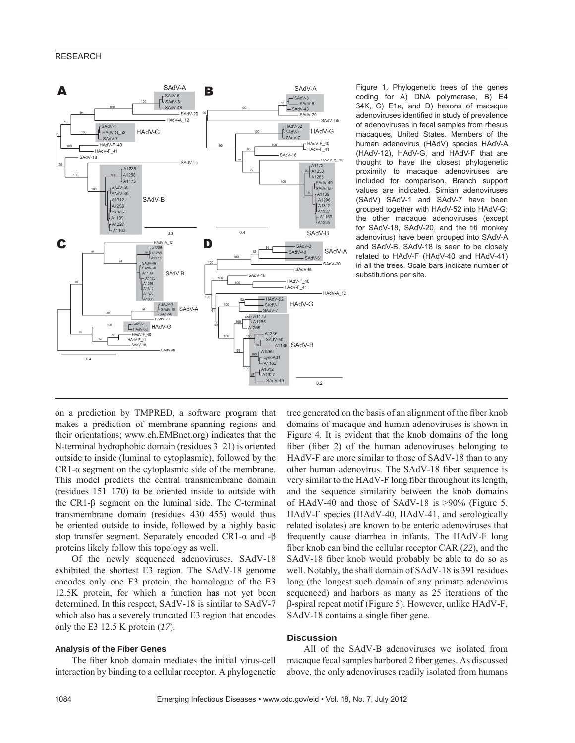Figure 1. Phylogenetic trees of the genes coding for A) DNA polymerase, B) E4 34K, C) E1a, and D) hexons of macaque adenoviruses identified in study of prevalence of adenoviruses in fecal samples from rhesus macaques, United States. Members of the human adenovirus (HAdV) species HAdV-A (HAdV-12), HAdV-G, and HAdV-F that are thought to have the closest phylogenetic proximity to macaque adenoviruses are included for comparison. Branch support values are indicated. Simian adenoviruses (SAdV) SAdV-1 and SAdV-7 have been grouped together with HAdV-52 into HAdV-G; the other macaque adenoviruses (except for SAdV-18, SAdV-20, and the titi monkey adenovirus) have been grouped into SAdV-A and SAdV-B. SAdV-18 is seen to be closely related to HAdV-F (HAdV-40 and HAdV-41) in all the trees. Scale bars indicate number of substitutions per site.

on a prediction by TMPRED, a software program that makes a prediction of membrane-spanning regions and their orientations; www.ch.EMBnet.org) indicates that the N-terminal hydrophobic domain (residues 3–21) is oriented outside to inside (luminal to cytoplasmic), followed by the CR1-α segment on the cytoplasmic side of the membrane. This model predicts the central transmembrane domain (residues 151–170) to be oriented inside to outside with the CR1-β segment on the luminal side. The C-terminal transmembrane domain (residues 430–455) would thus be oriented outside to inside, followed by a highly basic stop transfer segment. Separately encoded CR1-α and -β proteins likely follow this topology as well.

Of the newly sequenced adenoviruses, SAdV-18 exhibited the shortest E3 region. The SAdV-18 genome encodes only one E3 protein, the homologue of the E3 12.5K protein, for which a function has not yet been determined. In this respect, SAdV-18 is similar to SAdV-7 which also has a severely truncated E3 region that encodes only the E3 12.5 K protein (*17*).

### Analysis of the Fiber Genes

The fiber knob domain mediates the initial virus-cell interaction by binding to a cellular receptor. A phylogenetic tree generated on the basis of an alignment of the fiber knob domains of macaque and human adenoviruses is shown in Figure 4. It is evident that the knob domains of the long fiber (fiber 2) of the human adenoviruses belonging to HAdV-F are more similar to those of SAdV-18 than to any other human adenovirus. The SAdV-18 fiber sequence is very similar to the HAdV-F long fiber throughout its length, and the sequence similarity between the knob domains of HAdV-40 and those of SAdV-18 is >90% (Figure 5. HAdV-F species (HAdV-40, HAdV-41, and serologically related isolates) are known to be enteric adenoviruses that frequently cause diarrhea in infants. The HAdV-F long fiber knob can bind the cellular receptor CAR (*22*), and the SAdV-18 fiber knob would probably be able to do so as well. Notably, the shaft domain of SAdV-18 is 391 residues long (the longest such domain of any primate adenovirus sequenced) and harbors as many as 25 iterations of the β-spiral repeat motif (Figure 5). However, unlike HAdV-F, SAdV-18 contains a single fiber gene.

## Discussion

All of the SAdV-B adenoviruses we isolated from macaque fecal samples harbored 2 fiber genes. As discussed above, the only adenoviruses readily isolated from humans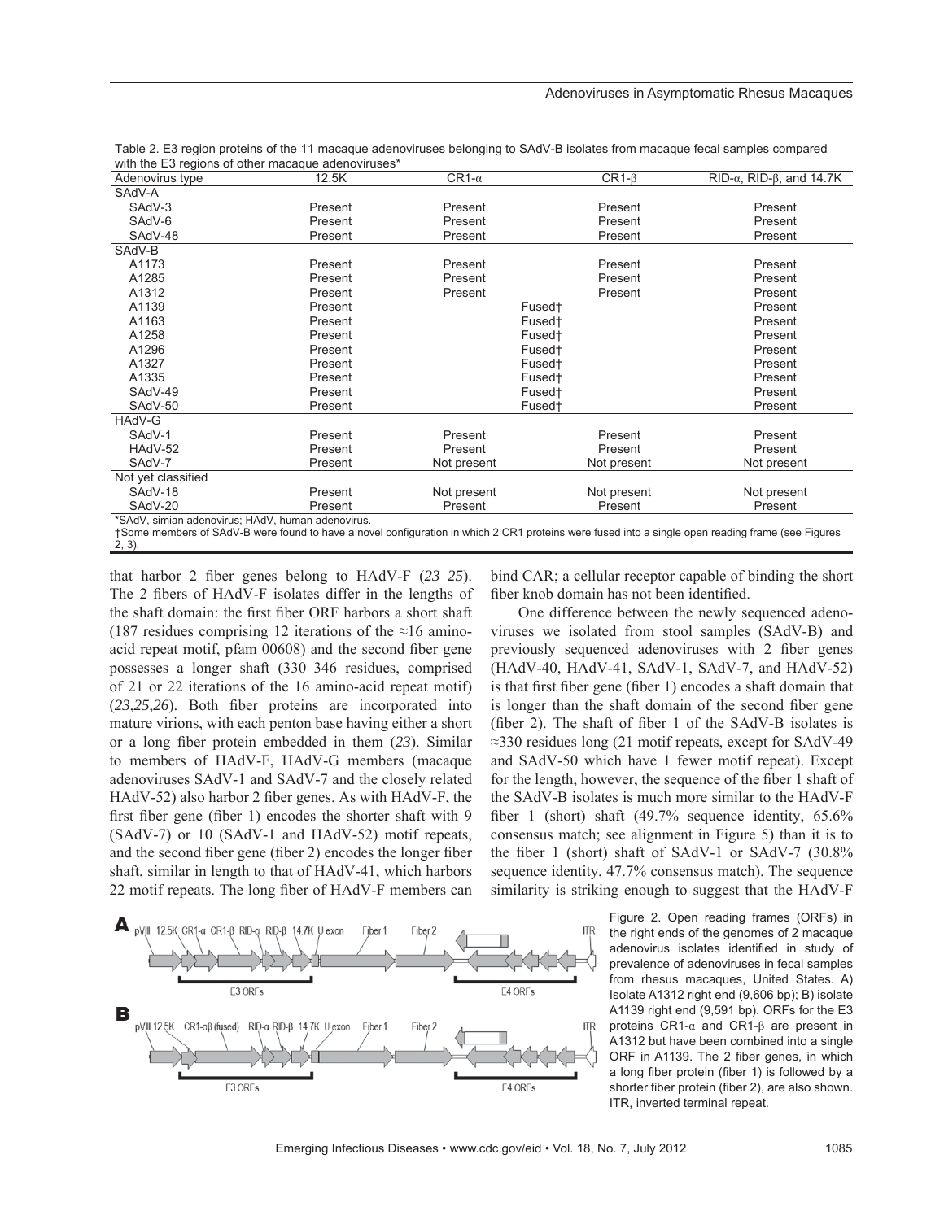Table 2. E3 region proteins of the 11 macaque adenoviruses belonging to SAdV-B isolates from macaque fecal samples compared with the E3 regions of other macaque adenoviruses*

| Adenovirus type | 12.5K | CR1-α | CR1-β | RID-α, RID-β, and 14.7K |
|---|---|---|---|---|
| SAdV-A | | | | |
| SAdV-3 | Present | Present | Present | Present |
| SAdV-6 | Present | Present | Present | Present |
| SAdV-48 | Present | Present | Present | Present |
| SAdV-B | | | | |
| A1173 | Present | Present | Present | Present |
| A1285 | Present | Present | Present | Present |
| A1312 | Present | Present | Present | Present |
| A1139 | Present | Fused† | | Present |
| A1163 | Present | Fused† | | Present |
| A1258 | Present | Fused† | | Present |
| A1296 | Present | Fused† | | Present |
| A1327 | Present | Fused† | | Present |
| A1335 | Present | Fused† | | Present |
| SAdV-49 | Present | Fused† | | Present |
| SAdV-50 | Present | Fused† | | Present |
| HAdV-G | | | | |
| SAdV-1 | Present | Present | Present | Present |
| HAdV-52 | Present | Present | Present | Present |
| SAdV-7 | Present | Not present | Not present | Not present |
| Not yet classified | | | | |
| SAdV-18 | Present | Not present | Not present | Not present |
| SAdV-20 | Present | Present | Present | Present |

*SAdV, simian adenovirus; HAdV, human adenovirus.
†Some members of SAdV-B were found to have a novel configuration in which 2 CR1 proteins were fused into a single open reading frame (see Figures 2, 3).

that harbor 2 fiber genes belong to HAdV-F (*23–25*). The 2 fibers of HAdV-F isolates differ in the lengths of the shaft domain: the first fiber ORF harbors a short shaft (187 residues comprising 12 iterations of the ≈16 amino-acid repeat motif, pfam 00608) and the second fiber gene possesses a longer shaft (330–346 residues, comprised of 21 or 22 iterations of the 16 amino-acid repeat motif) (*23*,*25*,*26*). Both fiber proteins are incorporated into mature virions, with each penton base having either a short or a long fiber protein embedded in them (*23*). Similar to members of HAdV-F, HAdV-G members (macaque adenoviruses SAdV-1 and SAdV-7 and the closely related HAdV-52) also harbor 2 fiber genes. As with HAdV-F, the first fiber gene (fiber 1) encodes the shorter shaft with 9 (SAdV-7) or 10 (SAdV-1 and HAdV-52) motif repeats, and the second fiber gene (fiber 2) encodes the longer fiber shaft, similar in length to that of HAdV-41, which harbors 22 motif repeats. The long fiber of HAdV-F members can bind CAR; a cellular receptor capable of binding the short fiber knob domain has not been identified.

One difference between the newly sequenced adenoviruses we isolated from stool samples (SAdV-B) and previously sequenced adenoviruses with 2 fiber genes (HAdV-40, HAdV-41, SAdV-1, SAdV-7, and HAdV-52) is that first fiber gene (fiber 1) encodes a shaft domain that is longer than the shaft domain of the second fiber gene (fiber 2). The shaft of fiber 1 of the SAdV-B isolates is ≈330 residues long (21 motif repeats, except for SAdV-49 and SAdV-50 which have 1 fewer motif repeat). Except for the length, however, the sequence of the fiber 1 shaft of the SAdV-B isolates is much more similar to the HAdV-F fiber 1 (short) shaft (49.7% sequence identity, 65.6% consensus match; see alignment in Figure 5) than it is to the fiber 1 (short) shaft of SAdV-1 or SAdV-7 (30.8% sequence identity, 47.7% consensus match). The sequence similarity is striking enough to suggest that the HAdV-F

Figure 2. Open reading frames (ORFs) in the right ends of the genomes of 2 macaque adenovirus isolates identified in study of prevalence of adenoviruses in fecal samples from rhesus macaques, United States. A) Isolate A1312 right end (9,606 bp); B) isolate A1139 right end (9,591 bp). ORFs for the E3 proteins CR1-α and CR1-β are present in A1312 but have been combined into a single ORF in A1139. The 2 fiber genes, in which a long fiber protein (fiber 1) is followed by a shorter fiber protein (fiber 2), are also shown. ITR, inverted terminal repeat.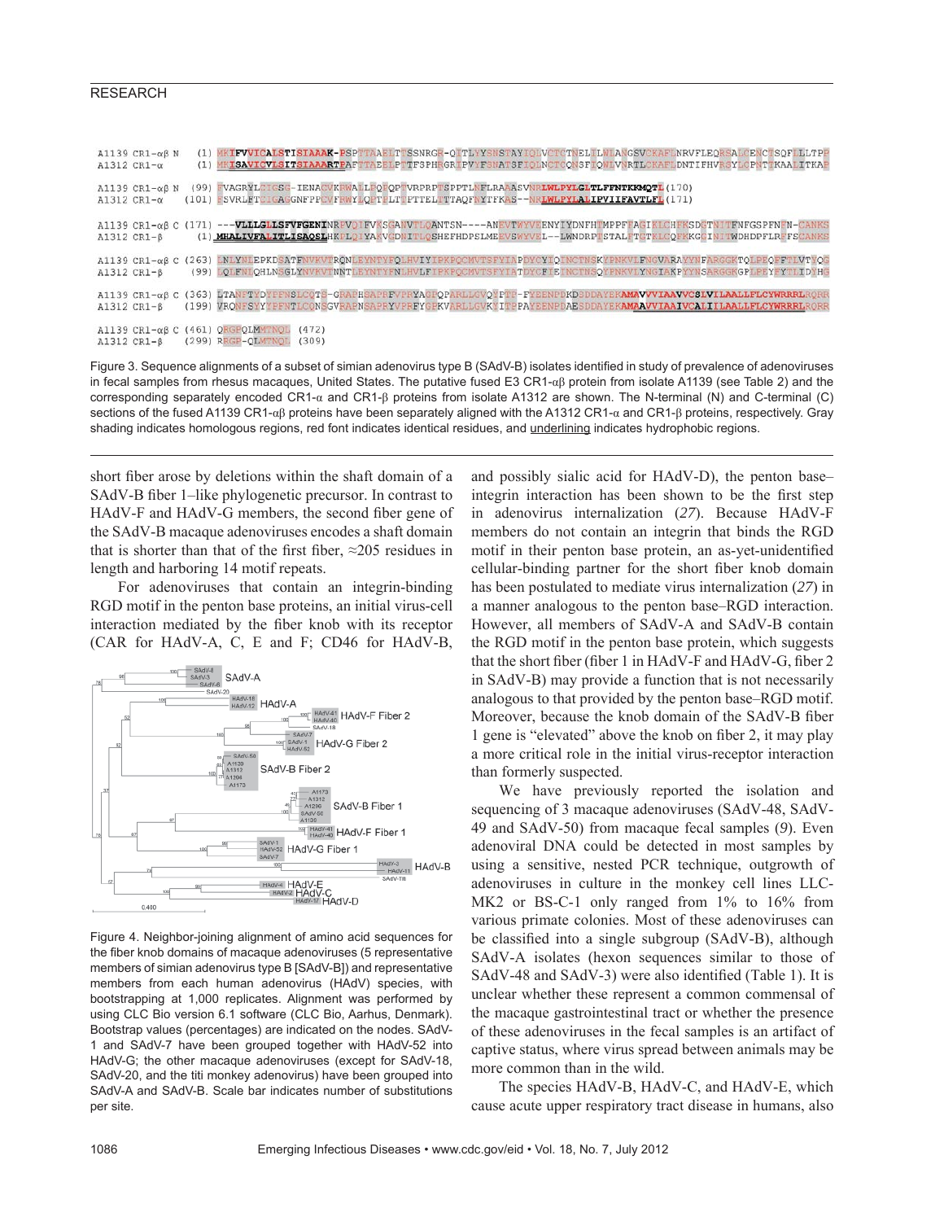Figure 3. Sequence alignments of a subset of simian adenovirus type B (SAdV-B) isolates identified in study of prevalence of adenoviruses in fecal samples from rhesus macaques, United States. The putative fused E3 CR1-αβ protein from isolate A1139 (see Table 2) and the corresponding separately encoded CR1-α and CR1-β proteins from isolate A1312 are shown. The N-terminal (N) and C-terminal (C) sections of the fused A1139 CR1-αβ proteins have been separately aligned with the A1312 CR1-α and CR1-β proteins, respectively. Gray shading indicates homologous regions, red font indicates identical residues, and underlining indicates hydrophobic regions.

short fiber arose by deletions within the shaft domain of a SAdV-B fiber 1–like phylogenetic precursor. In contrast to HAdV-F and HAdV-G members, the second fiber gene of the SAdV-B macaque adenoviruses encodes a shaft domain that is shorter than that of the first fiber, ≈205 residues in length and harboring 14 motif repeats.

For adenoviruses that contain an integrin-binding RGD motif in the penton base proteins, an initial virus-cell interaction mediated by the fiber knob with its receptor (CAR for HAdV-A, C, E and F; CD46 for HAdV-B, and possibly sialic acid for HAdV-D), the penton base–integrin interaction has been shown to be the first step in adenovirus internalization (*27*). Because HAdV-F members do not contain an integrin that binds the RGD motif in their penton base protein, an as-yet-unidentified cellular-binding partner for the short fiber knob domain has been postulated to mediate virus internalization (*27*) in a manner analogous to the penton base–RGD interaction. However, all members of SAdV-A and SAdV-B contain the RGD motif in the penton base protein, which suggests that the short fiber (fiber 1 in HAdV-F and HAdV-G, fiber 2 in SAdV-B) may provide a function that is not necessarily analogous to that provided by the penton base–RGD motif. Moreover, because the knob domain of the SAdV-B fiber 1 gene is "elevated" above the knob on fiber 2, it may play a more critical role in the initial virus-receptor interaction than formerly suspected.

Figure 4. Neighbor-joining alignment of amino acid sequences for the fiber knob domains of macaque adenoviruses (5 representative members of simian adenovirus type B [SAdV-B]) and representative members from each human adenovirus (HAdV) species, with bootstrapping at 1,000 replicates. Alignment was performed by using CLC Bio version 6.1 software (CLC Bio, Aarhus, Denmark). Bootstrap values (percentages) are indicated on the nodes. SAdV-1 and SAdV-7 have been grouped together with HAdV-52 into HAdV-G; the other macaque adenoviruses (except for SAdV-18, SAdV-20, and the titi monkey adenovirus) have been grouped into SAdV-A and SAdV-B. Scale bar indicates number of substitutions per site.

We have previously reported the isolation and sequencing of 3 macaque adenoviruses (SAdV-48, SAdV-49 and SAdV-50) from macaque fecal samples (*9*). Even adenoviral DNA could be detected in most samples by using a sensitive, nested PCR technique, outgrowth of adenoviruses in culture in the monkey cell lines LLC-MK2 or BS-C-1 only ranged from 1% to 16% from various primate colonies. Most of these adenoviruses can be classified into a single subgroup (SAdV-B), although SAdV-A isolates (hexon sequences similar to those of SAdV-48 and SAdV-3) were also identified (Table 1). It is unclear whether these represent a common commensal of the macaque gastrointestinal tract or whether the presence of these adenoviruses in the fecal samples is an artifact of captive status, where virus spread between animals may be more common than in the wild.

The species HAdV-B, HAdV-C, and HAdV-E, which cause acute upper respiratory tract disease in humans, also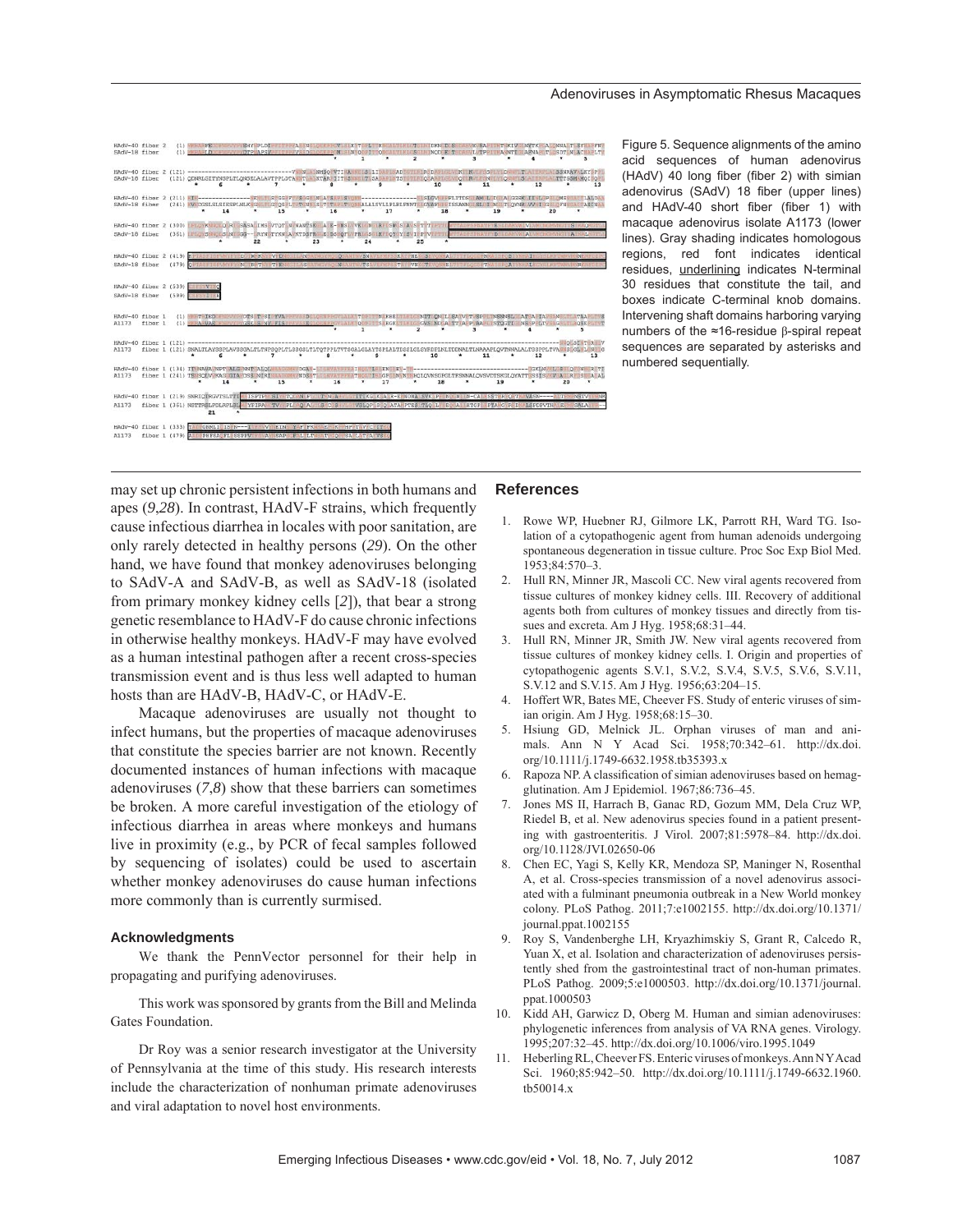Figure 5. Sequence alignments of the amino acid sequences of human adenovirus (HAdV) 40 long fiber (fiber 2) with simian adenovirus (SAdV) 18 fiber (upper lines) and HAdV-40 short fiber (fiber 1) with macaque adenovirus isolate A1173 (lower lines). Gray shading indicates homologous regions, red font indicates identical residues, underlining indicates N-terminal 30 residues that constitute the tail, and boxes indicate C-terminal knob domains. Intervening shaft domains harboring varying numbers of the ≈16-residue β-spiral repeat sequences are separated by asterisks and numbered sequentially.

may set up chronic persistent infections in both humans and apes (*9*,*28*). In contrast, HAdV-F strains, which frequently cause infectious diarrhea in locales with poor sanitation, are only rarely detected in healthy persons (*29*). On the other hand, we have found that monkey adenoviruses belonging to SAdV-A and SAdV-B, as well as SAdV-18 (isolated from primary monkey kidney cells [*2*]), that bear a strong genetic resemblance to HAdV-F do cause chronic infections in otherwise healthy monkeys. HAdV-F may have evolved as a human intestinal pathogen after a recent cross-species transmission event and is thus less well adapted to human hosts than are HAdV-B, HAdV-C, or HAdV-E.

Macaque adenoviruses are usually not thought to infect humans, but the properties of macaque adenoviruses that constitute the species barrier are not known. Recently documented instances of human infections with macaque adenoviruses (*7*,*8*) show that these barriers can sometimes be broken. A more careful investigation of the etiology of infectious diarrhea in areas where monkeys and humans live in proximity (e.g., by PCR of fecal samples followed by sequencing of isolates) could be used to ascertain whether monkey adenoviruses do cause human infections more commonly than is currently surmised.

### Acknowledgments

We thank the PennVector personnel for their help in propagating and purifying adenoviruses.

This work was sponsored by grants from the Bill and Melinda Gates Foundation.

Dr Roy was a senior research investigator at the University of Pennsylvania at the time of this study. His research interests include the characterization of nonhuman primate adenoviruses and viral adaptation to novel host environments.

## References

1. Rowe WP, Huebner RJ, Gilmore LK, Parrott RH, Ward TG. Isolation of a cytopathogenic agent from human adenoids undergoing spontaneous degeneration in tissue culture. Proc Soc Exp Biol Med. 1953;84:570–3.
2. Hull RN, Minner JR, Mascoli CC. New viral agents recovered from tissue cultures of monkey kidney cells. III. Recovery of additional agents both from cultures of monkey tissues and directly from tissues and excreta. Am J Hyg. 1958;68:31–44.
3. Hull RN, Minner JR, Smith JW. New viral agents recovered from tissue cultures of monkey kidney cells. I. Origin and properties of cytopathogenic agents S.V.1, S.V.2, S.V.4, S.V.5, S.V.6, S.V.11, S.V.12 and S.V.15. Am J Hyg. 1956;63:204–15.
4. Hoffert WR, Bates ME, Cheever FS. Study of enteric viruses of simian origin. Am J Hyg. 1958;68:15–30.
5. Hsiung GD, Melnick JL. Orphan viruses of man and animals. Ann N Y Acad Sci. 1958;70:342–61. http://dx.doi.org/10.1111/j.1749-6632.1958.tb35393.x
6. Rapoza NP. A classification of simian adenoviruses based on hemagglutination. Am J Epidemiol. 1967;86:736–45.
7. Jones MS II, Harrach B, Ganac RD, Gozum MM, Dela Cruz WP, Riedel B, et al. New adenovirus species found in a patient presenting with gastroenteritis. J Virol. 2007;81:5978–84. http://dx.doi.org/10.1128/JVI.02650-06
8. Chen EC, Yagi S, Kelly KR, Mendoza SP, Maninger N, Rosenthal A, et al. Cross-species transmission of a novel adenovirus associated with a fulminant pneumonia outbreak in a New World monkey colony. PLoS Pathog. 2011;7:e1002155. http://dx.doi.org/10.1371/journal.ppat.1002155
9. Roy S, Vandenberghe LH, Kryazhimskiy S, Grant R, Calcedo R, Yuan X, et al. Isolation and characterization of adenoviruses persistently shed from the gastrointestinal tract of non-human primates. PLoS Pathog. 2009;5:e1000503. http://dx.doi.org/10.1371/journal.ppat.1000503
10. Kidd AH, Garwicz D, Oberg M. Human and simian adenoviruses: phylogenetic inferences from analysis of VA RNA genes. Virology. 1995;207:32–45. http://dx.doi.org/10.1006/viro.1995.1049
11. Heberling RL, Cheever FS. Enteric viruses of monkeys. Ann NY Acad Sci. 1960;85:942–50. http://dx.doi.org/10.1111/j.1749-6632.1960.tb50014.x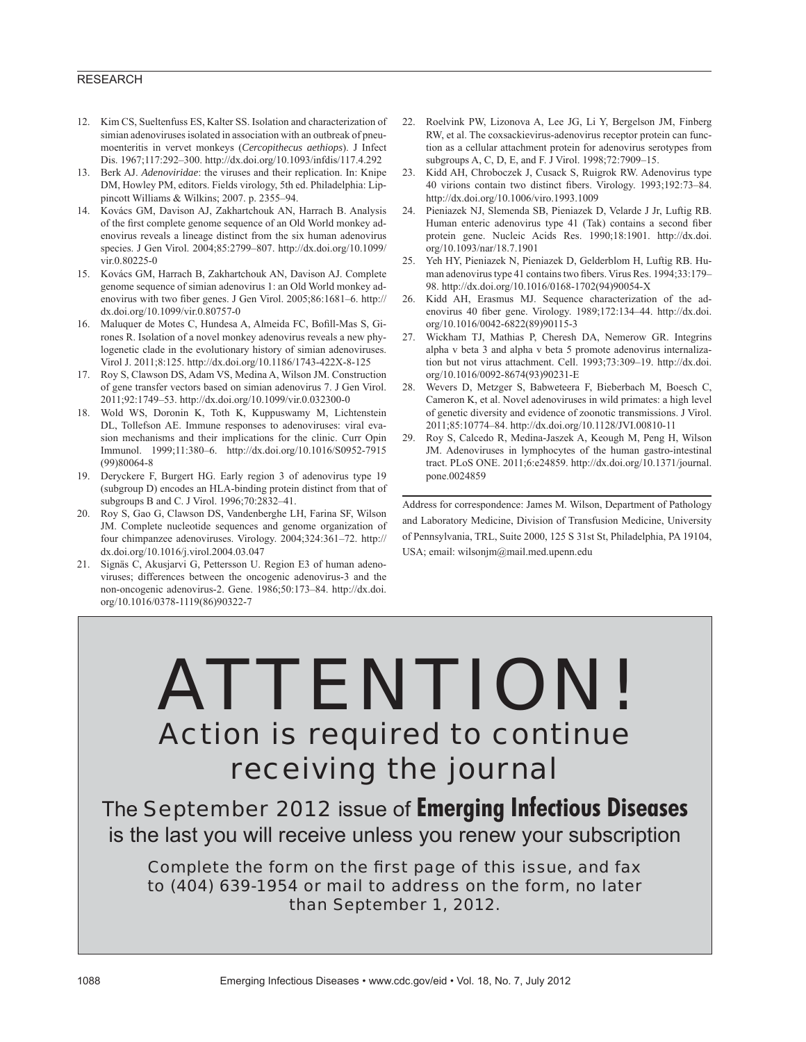12. Kim CS, Sueltenfuss ES, Kalter SS. Isolation and characterization of simian adenoviruses isolated in association with an outbreak of pneumoenteritis in vervet monkeys (*Cercopithecus aethiops*). J Infect Dis. 1967;117:292–300. http://dx.doi.org/10.1093/infdis/117.4.292
13. Berk AJ. *Adenoviridae*: the viruses and their replication. In: Knipe DM, Howley PM, editors. Fields virology, 5th ed. Philadelphia: Lippincott Williams & Wilkins; 2007. p. 2355–94.
14. Kovács GM, Davison AJ, Zakhartchouk AN, Harrach B. Analysis of the first complete genome sequence of an Old World monkey adenovirus reveals a lineage distinct from the six human adenovirus species. J Gen Virol. 2004;85:2799–807. http://dx.doi.org/10.1099/vir.0.80225-0
15. Kovács GM, Harrach B, Zakhartchouk AN, Davison AJ. Complete genome sequence of simian adenovirus 1: an Old World monkey adenovirus with two fiber genes. J Gen Virol. 2005;86:1681–6. http://dx.doi.org/10.1099/vir.0.80757-0
16. Maluquer de Motes C, Hundesa A, Almeida FC, Bofill-Mas S, Girones R. Isolation of a novel monkey adenovirus reveals a new phylogenetic clade in the evolutionary history of simian adenoviruses. Virol J. 2011;8:125. http://dx.doi.org/10.1186/1743-422X-8-125
17. Roy S, Clawson DS, Adam VS, Medina A, Wilson JM. Construction of gene transfer vectors based on simian adenovirus 7. J Gen Virol. 2011;92:1749–53. http://dx.doi.org/10.1099/vir.0.032300-0
18. Wold WS, Doronin K, Toth K, Kuppuswamy M, Lichtenstein DL, Tollefson AE. Immune responses to adenoviruses: viral evasion mechanisms and their implications for the clinic. Curr Opin Immunol. 1999;11:380–6. http://dx.doi.org/10.1016/S0952-7915(99)80064-8
19. Deryckere F, Burgert HG. Early region 3 of adenovirus type 19 (subgroup D) encodes an HLA-binding protein distinct from that of subgroups B and C. J Virol. 1996;70:2832–41.
20. Roy S, Gao G, Clawson DS, Vandenberghe LH, Farina SF, Wilson JM. Complete nucleotide sequences and genome organization of four chimpanzee adenoviruses. Virology. 2004;324:361–72. http://dx.doi.org/10.1016/j.virol.2004.03.047
21. Signäs C, Akusjarvi G, Pettersson U. Region E3 of human adenoviruses; differences between the oncogenic adenovirus-3 and the non-oncogenic adenovirus-2. Gene. 1986;50:173–84. http://dx.doi.org/10.1016/0378-1119(86)90322-7
22. Roelvink PW, Lizonova A, Lee JG, Li Y, Bergelson JM, Finberg RW, et al. The coxsackievirus-adenovirus receptor protein can function as a cellular attachment protein for adenovirus serotypes from subgroups A, C, D, E, and F. J Virol. 1998;72:7909–15.
23. Kidd AH, Chroboczek J, Cusack S, Ruigrok RW. Adenovirus type 40 virions contain two distinct fibers. Virology. 1993;192:73–84. http://dx.doi.org/10.1006/viro.1993.1009
24. Pieniazek NJ, Slemenda SB, Pieniazek D, Velarde J Jr, Luftig RB. Human enteric adenovirus type 41 (Tak) contains a second fiber protein gene. Nucleic Acids Res. 1990;18:1901. http://dx.doi.org/10.1093/nar/18.7.1901
25. Yeh HY, Pieniazek N, Pieniazek D, Gelderblom H, Luftig RB. Human adenovirus type 41 contains two fibers. Virus Res. 1994;33:179–98. http://dx.doi.org/10.1016/0168-1702(94)90054-X
26. Kidd AH, Erasmus MJ. Sequence characterization of the adenovirus 40 fiber gene. Virology. 1989;172:134–44. http://dx.doi.org/10.1016/0042-6822(89)90115-3
27. Wickham TJ, Mathias P, Cheresh DA, Nemerow GR. Integrins alpha v beta 3 and alpha v beta 5 promote adenovirus internalization but not virus attachment. Cell. 1993;73:309–19. http://dx.doi.org/10.1016/0092-8674(93)90231-E
28. Wevers D, Metzger S, Babweteera F, Bieberbach M, Boesch C, Cameron K, et al. Novel adenoviruses in wild primates: a high level of genetic diversity and evidence of zoonotic transmissions. J Virol. 2011;85:10774–84. http://dx.doi.org/10.1128/JVI.00810-11
29. Roy S, Calcedo R, Medina-Jaszek A, Keough M, Peng H, Wilson JM. Adenoviruses in lymphocytes of the human gastro-intestinal tract. PLoS ONE. 2011;6:e24859. http://dx.doi.org/10.1371/journal.pone.0024859

Address for correspondence: James M. Wilson, Department of Pathology and Laboratory Medicine, Division of Transfusion Medicine, University of Pennsylvania, TRL, Suite 2000, 125 S 31st St, Philadelphia, PA 19104, USA; email: wilsonjm@mail.med.upenn.edu

# ATTENTION!

## Action is required to continue receiving the journal

### The September 2012 issue of **Emerging Infectious Diseases** is the last you will receive unless you renew your subscription

Complete the form on the first page of this issue, and fax to (404) 639-1954 or mail to address on the form, no later than September 1, 2012.